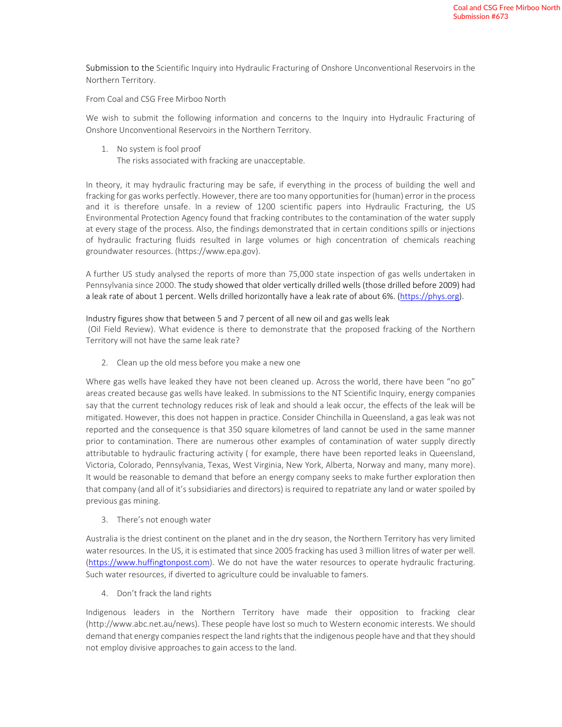Coal and CSG Free Mirboo North
Submission #673

Submission to the Scientific Inquiry into Hydraulic Fracturing of Onshore Unconventional Reservoirs in the Northern Territory.

From Coal and CSG Free Mirboo North

We wish to submit the following information and concerns to the Inquiry into Hydraulic Fracturing of Onshore Unconventional Reservoirs in the Northern Territory.

1. No system is fool proof
   The risks associated with fracking are unacceptable.

In theory, it may hydraulic fracturing may be safe, if everything in the process of building the well and fracking for gas works perfectly. However, there are too many opportunities for (human) error in the process and it is therefore unsafe. In a review of 1200 scientific papers into Hydraulic Fracturing, the US Environmental Protection Agency found that fracking contributes to the contamination of the water supply at every stage of the process. Also, the findings demonstrated that in certain conditions spills or injections of hydraulic fracturing fluids resulted in large volumes or high concentration of chemicals reaching groundwater resources. (https://www.epa.gov).

A further US study analysed the reports of more than 75,000 state inspection of gas wells undertaken in Pennsylvania since 2000. The study showed that older vertically drilled wells (those drilled before 2009) had a leak rate of about 1 percent. Wells drilled horizontally have a leak rate of about 6%. (https://phys.org).

Industry figures show that between 5 and 7 percent of all new oil and gas wells leak (Oil Field Review). What evidence is there to demonstrate that the proposed fracking of the Northern Territory will not have the same leak rate?

2. Clean up the old mess before you make a new one

Where gas wells have leaked they have not been cleaned up. Across the world, there have been "no go" areas created because gas wells have leaked. In submissions to the NT Scientific Inquiry, energy companies say that the current technology reduces risk of leak and should a leak occur, the effects of the leak will be mitigated. However, this does not happen in practice. Consider Chinchilla in Queensland, a gas leak was not reported and the consequence is that 350 square kilometres of land cannot be used in the same manner prior to contamination. There are numerous other examples of contamination of water supply directly attributable to hydraulic fracturing activity ( for example, there have been reported leaks in Queensland, Victoria, Colorado, Pennsylvania, Texas, West Virginia, New York, Alberta, Norway and many, many more). It would be reasonable to demand that before an energy company seeks to make further exploration then that company (and all of it's subsidiaries and directors) is required to repatriate any land or water spoiled by previous gas mining.

3. There's not enough water

Australia is the driest continent on the planet and in the dry season, the Northern Territory has very limited water resources. In the US, it is estimated that since 2005 fracking has used 3 million litres of water per well. (https://www.huffingtonpost.com). We do not have the water resources to operate hydraulic fracturing. Such water resources, if diverted to agriculture could be invaluable to famers.

4. Don't frack the land rights

Indigenous leaders in the Northern Territory have made their opposition to fracking clear (http://www.abc.net.au/news). These people have lost so much to Western economic interests. We should demand that energy companies respect the land rights that the indigenous people have and that they should not employ divisive approaches to gain access to the land.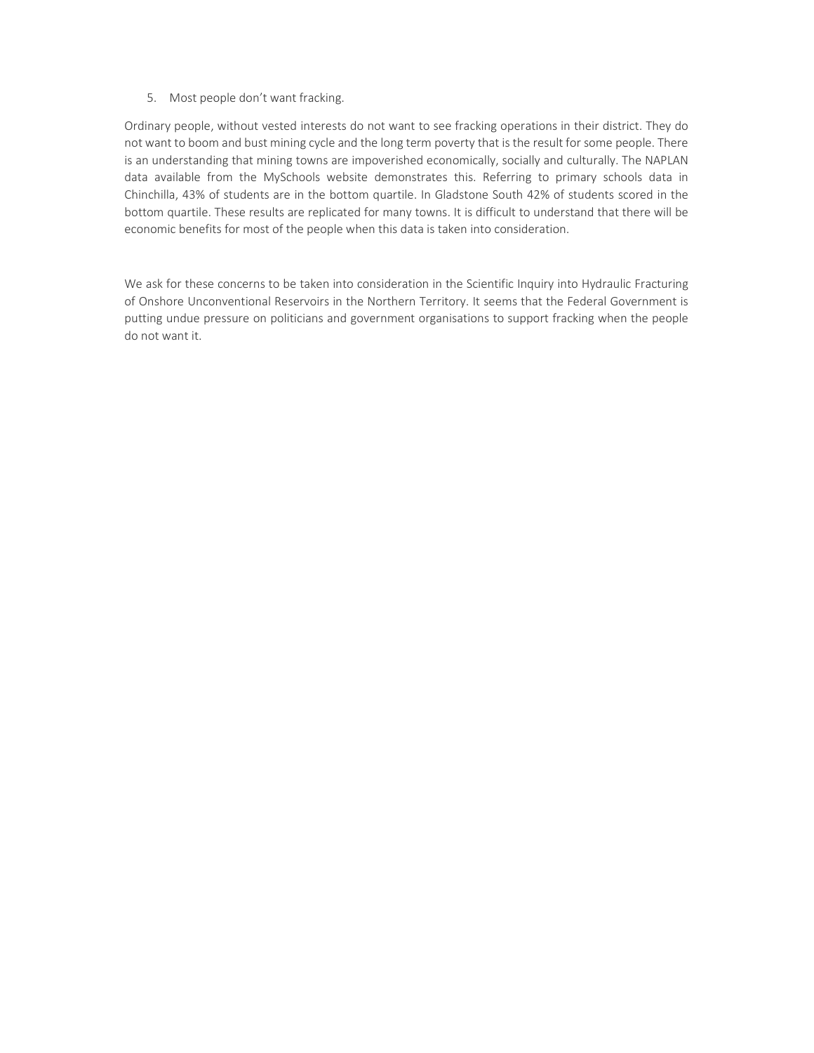5. Most people don't want fracking.

Ordinary people, without vested interests do not want to see fracking operations in their district. They do not want to boom and bust mining cycle and the long term poverty that is the result for some people. There is an understanding that mining towns are impoverished economically, socially and culturally. The NAPLAN data available from the MySchools website demonstrates this. Referring to primary schools data in Chinchilla, 43% of students are in the bottom quartile. In Gladstone South 42% of students scored in the bottom quartile. These results are replicated for many towns. It is difficult to understand that there will be economic benefits for most of the people when this data is taken into consideration.

We ask for these concerns to be taken into consideration in the Scientific Inquiry into Hydraulic Fracturing of Onshore Unconventional Reservoirs in the Northern Territory. It seems that the Federal Government is putting undue pressure on politicians and government organisations to support fracking when the people do not want it.